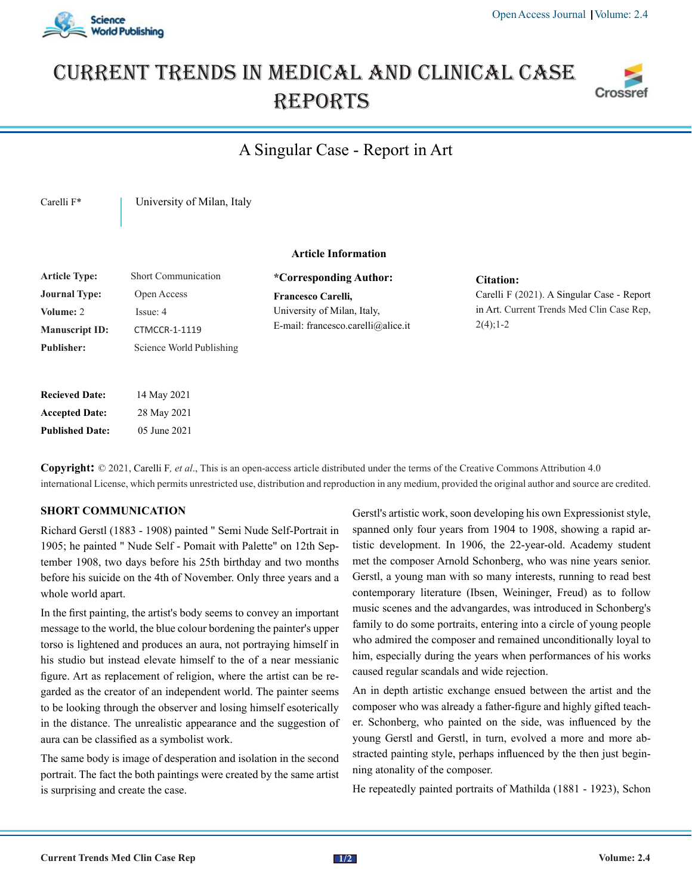# CURRENT TRENDS IN MEDICAL AND CLINICAL CASE REPORTS

## A Singular Case - Report in Art

Carelli F* | University of Milan, Italy

### Article Information

**Article Type:** Short Communication
**Journal Type:** Open Access
**Volume:** 2 Issue: 4
**Manuscript ID:** CTMCCR-1-1119
**Publisher:** Science World Publishing

**Recieved Date:** 14 May 2021
**Accepted Date:** 28 May 2021
**Published Date:** 05 June 2021

**\*Corresponding Author:**
**Francesco Carelli,**
University of Milan, Italy,
E-mail: francesco.carelli@alice.it

**Citation:**
Carelli F (2021). A Singular Case - Report in Art. Current Trends Med Clin Case Rep, 2(4);1-2

**Copyright:** © 2021, Carelli F*, et al.*, This is an open-access article distributed under the terms of the Creative Commons Attribution 4.0 international License, which permits unrestricted use, distribution and reproduction in any medium, provided the original author and source are credited.

### SHORT COMMUNICATION

Richard Gerstl (1883 - 1908) painted " Semi Nude Self-Portrait in 1905; he painted " Nude Self - Pomait with Palette" on 12th September 1908, two days before his 25th birthday and two months before his suicide on the 4th of November. Only three years and a whole world apart.

In the first painting, the artist's body seems to convey an important message to the world, the blue colour bordening the painter's upper torso is lightened and produces an aura, not portraying himself in his studio but instead elevate himself to the of a near messianic figure. Art as replacement of religion, where the artist can be regarded as the creator of an independent world. The painter seems to be looking through the observer and losing himself esoterically in the distance. The unrealistic appearance and the suggestion of aura can be classified as a symbolist work.

The same body is image of desperation and isolation in the second portrait. The fact the both paintings were created by the same artist is surprising and create the case.

Gerstl's artistic work, soon developing his own Expressionist style, spanned only four years from 1904 to 1908, showing a rapid artistic development. In 1906, the 22-year-old. Academy student met the composer Arnold Schonberg, who was nine years senior. Gerstl, a young man with so many interests, running to read best contemporary literature (Ibsen, Weininger, Freud) as to follow music scenes and the advangardes, was introduced in Schonberg's family to do some portraits, entering into a circle of young people who admired the composer and remained unconditionally loyal to him, especially during the years when performances of his works caused regular scandals and wide rejection.

An in depth artistic exchange ensued between the artist and the composer who was already a father-figure and highly gifted teacher. Schonberg, who painted on the side, was influenced by the young Gerstl and Gerstl, in turn, evolved a more and more abstracted painting style, perhaps influenced by the then just beginning atonality of the composer.

He repeatedly painted portraits of Mathilda (1881 - 1923), Schon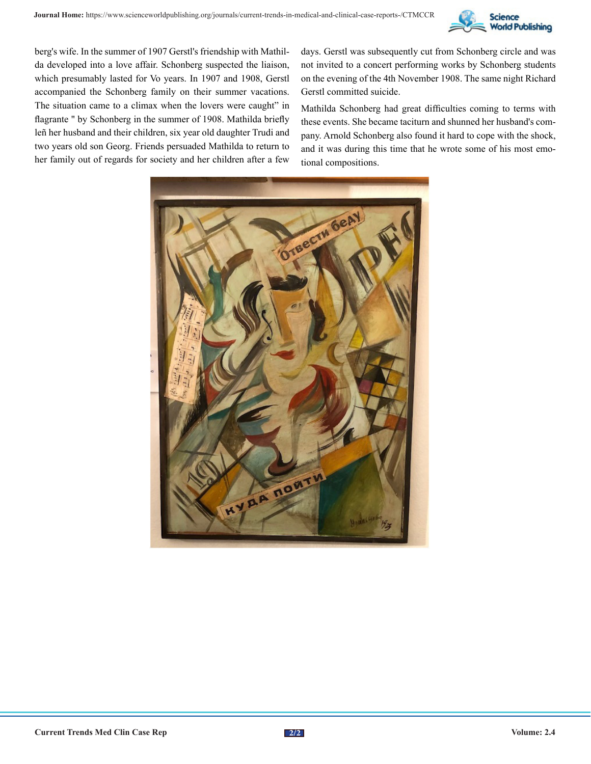berg's wife. In the summer of 1907 Gerstl's friendship with Mathilda developed into a love affair. Schonberg suspected the liaison, which presumably lasted for Vo years. In 1907 and 1908, Gerstl accompanied the Schonberg family on their summer vacations. The situation came to a climax when the lovers were caught" in flagrante " by Schonberg in the summer of 1908. Mathilda briefly leñ her husband and their children, six year old daughter Trudi and two years old son Georg. Friends persuaded Mathilda to return to her family out of regards for society and her children after a few days. Gerstl was subsequently cut from Schonberg circle and was not invited to a concert performing works by Schonberg students on the evening of the 4th November 1908. The same night Richard Gerstl committed suicide.

Mathilda Schonberg had great difficulties coming to terms with these events. She became taciturn and shunned her husband's company. Arnold Schonberg also found it hard to cope with the shock, and it was during this time that he wrote some of his most emotional compositions.